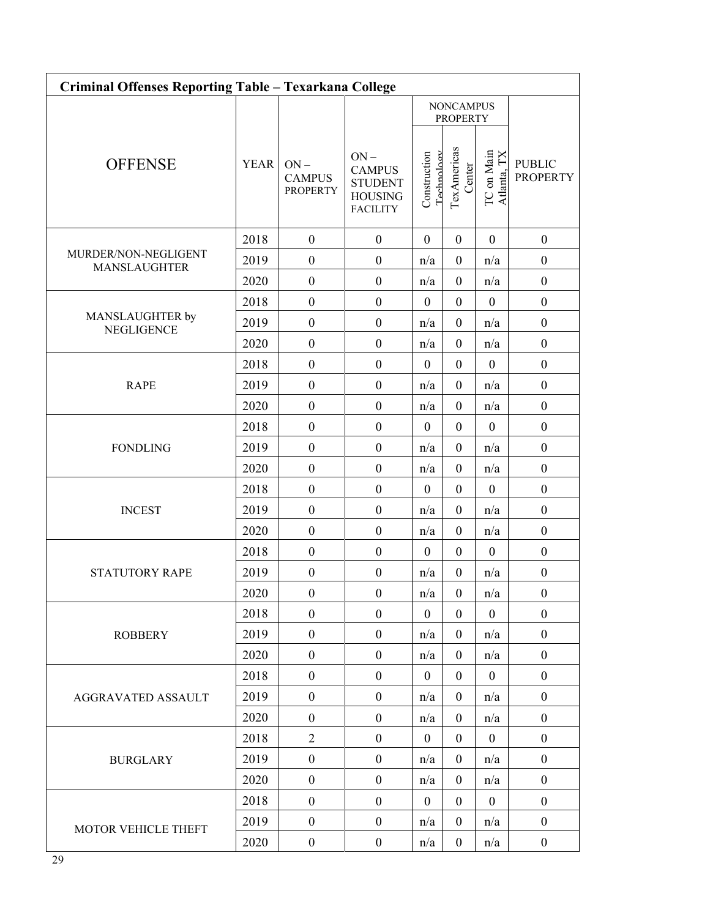**Criminal Offenses Reporting Table – Texarkana College**

| OFFENSE | YEAR | ON – CAMPUS PROPERTY | ON – CAMPUS STUDENT HOUSING FACILITY | NONCAMPUS PROPERTY | | | PUBLIC PROPERTY |
|---|---|---|---|---|---|---|---|
| | | | | Construction Technology | TexAmericas Center | TC on Main Atlanta, TX | |
| MURDER/NON-NEGLIGENT MANSLAUGHTER | 2018 | 0 | 0 | 0 | 0 | 0 | 0 |
| | 2019 | 0 | 0 | n/a | 0 | n/a | 0 |
| | 2020 | 0 | 0 | n/a | 0 | n/a | 0 |
| MANSLAUGHTER by NEGLIGENCE | 2018 | 0 | 0 | 0 | 0 | 0 | 0 |
| | 2019 | 0 | 0 | n/a | 0 | n/a | 0 |
| | 2020 | 0 | 0 | n/a | 0 | n/a | 0 |
| RAPE | 2018 | 0 | 0 | 0 | 0 | 0 | 0 |
| | 2019 | 0 | 0 | n/a | 0 | n/a | 0 |
| | 2020 | 0 | 0 | n/a | 0 | n/a | 0 |
| FONDLING | 2018 | 0 | 0 | 0 | 0 | 0 | 0 |
| | 2019 | 0 | 0 | n/a | 0 | n/a | 0 |
| | 2020 | 0 | 0 | n/a | 0 | n/a | 0 |
| INCEST | 2018 | 0 | 0 | 0 | 0 | 0 | 0 |
| | 2019 | 0 | 0 | n/a | 0 | n/a | 0 |
| | 2020 | 0 | 0 | n/a | 0 | n/a | 0 |
| STATUTORY RAPE | 2018 | 0 | 0 | 0 | 0 | 0 | 0 |
| | 2019 | 0 | 0 | n/a | 0 | n/a | 0 |
| | 2020 | 0 | 0 | n/a | 0 | n/a | 0 |
| ROBBERY | 2018 | 0 | 0 | 0 | 0 | 0 | 0 |
| | 2019 | 0 | 0 | n/a | 0 | n/a | 0 |
| | 2020 | 0 | 0 | n/a | 0 | n/a | 0 |
| AGGRAVATED ASSAULT | 2018 | 0 | 0 | 0 | 0 | 0 | 0 |
| | 2019 | 0 | 0 | n/a | 0 | n/a | 0 |
| | 2020 | 0 | 0 | n/a | 0 | n/a | 0 |
| BURGLARY | 2018 | 2 | 0 | 0 | 0 | 0 | 0 |
| | 2019 | 0 | 0 | n/a | 0 | n/a | 0 |
| | 2020 | 0 | 0 | n/a | 0 | n/a | 0 |
| MOTOR VEHICLE THEFT | 2018 | 0 | 0 | 0 | 0 | 0 | 0 |
| | 2019 | 0 | 0 | n/a | 0 | n/a | 0 |
| | 2020 | 0 | 0 | n/a | 0 | n/a | 0 |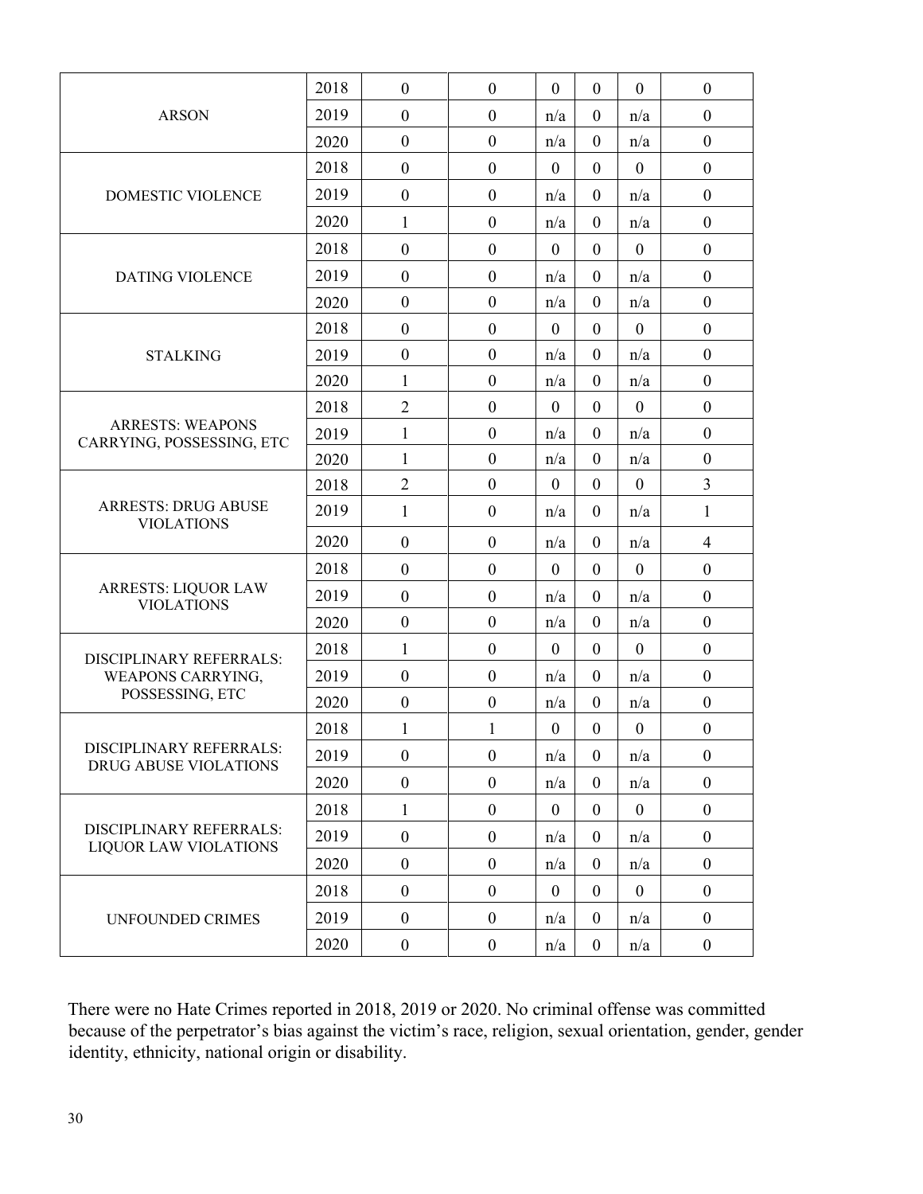| | | | | | | | |
|---|---|---|---|---|---|---|---|
| ARSON | 2018 | 0 | 0 | 0 | 0 | 0 | 0 |
| | 2019 | 0 | 0 | n/a | 0 | n/a | 0 |
| | 2020 | 0 | 0 | n/a | 0 | n/a | 0 |
| DOMESTIC VIOLENCE | 2018 | 0 | 0 | 0 | 0 | 0 | 0 |
| | 2019 | 0 | 0 | n/a | 0 | n/a | 0 |
| | 2020 | 1 | 0 | n/a | 0 | n/a | 0 |
| DATING VIOLENCE | 2018 | 0 | 0 | 0 | 0 | 0 | 0 |
| | 2019 | 0 | 0 | n/a | 0 | n/a | 0 |
| | 2020 | 0 | 0 | n/a | 0 | n/a | 0 |
| STALKING | 2018 | 0 | 0 | 0 | 0 | 0 | 0 |
| | 2019 | 0 | 0 | n/a | 0 | n/a | 0 |
| | 2020 | 1 | 0 | n/a | 0 | n/a | 0 |
| ARRESTS: WEAPONS CARRYING, POSSESSING, ETC | 2018 | 2 | 0 | 0 | 0 | 0 | 0 |
| | 2019 | 1 | 0 | n/a | 0 | n/a | 0 |
| | 2020 | 1 | 0 | n/a | 0 | n/a | 0 |
| ARRESTS: DRUG ABUSE VIOLATIONS | 2018 | 2 | 0 | 0 | 0 | 0 | 3 |
| | 2019 | 1 | 0 | n/a | 0 | n/a | 1 |
| | 2020 | 0 | 0 | n/a | 0 | n/a | 4 |
| ARRESTS: LIQUOR LAW VIOLATIONS | 2018 | 0 | 0 | 0 | 0 | 0 | 0 |
| | 2019 | 0 | 0 | n/a | 0 | n/a | 0 |
| | 2020 | 0 | 0 | n/a | 0 | n/a | 0 |
| DISCIPLINARY REFERRALS: WEAPONS CARRYING, POSSESSING, ETC | 2018 | 1 | 0 | 0 | 0 | 0 | 0 |
| | 2019 | 0 | 0 | n/a | 0 | n/a | 0 |
| | 2020 | 0 | 0 | n/a | 0 | n/a | 0 |
| DISCIPLINARY REFERRALS: DRUG ABUSE VIOLATIONS | 2018 | 1 | 1 | 0 | 0 | 0 | 0 |
| | 2019 | 0 | 0 | n/a | 0 | n/a | 0 |
| | 2020 | 0 | 0 | n/a | 0 | n/a | 0 |
| DISCIPLINARY REFERRALS: LIQUOR LAW VIOLATIONS | 2018 | 1 | 0 | 0 | 0 | 0 | 0 |
| | 2019 | 0 | 0 | n/a | 0 | n/a | 0 |
| | 2020 | 0 | 0 | n/a | 0 | n/a | 0 |
| UNFOUNDED CRIMES | 2018 | 0 | 0 | 0 | 0 | 0 | 0 |
| | 2019 | 0 | 0 | n/a | 0 | n/a | 0 |
| | 2020 | 0 | 0 | n/a | 0 | n/a | 0 |

There were no Hate Crimes reported in 2018, 2019 or 2020. No criminal offense was committed because of the perpetrator's bias against the victim's race, religion, sexual orientation, gender, gender identity, ethnicity, national origin or disability.